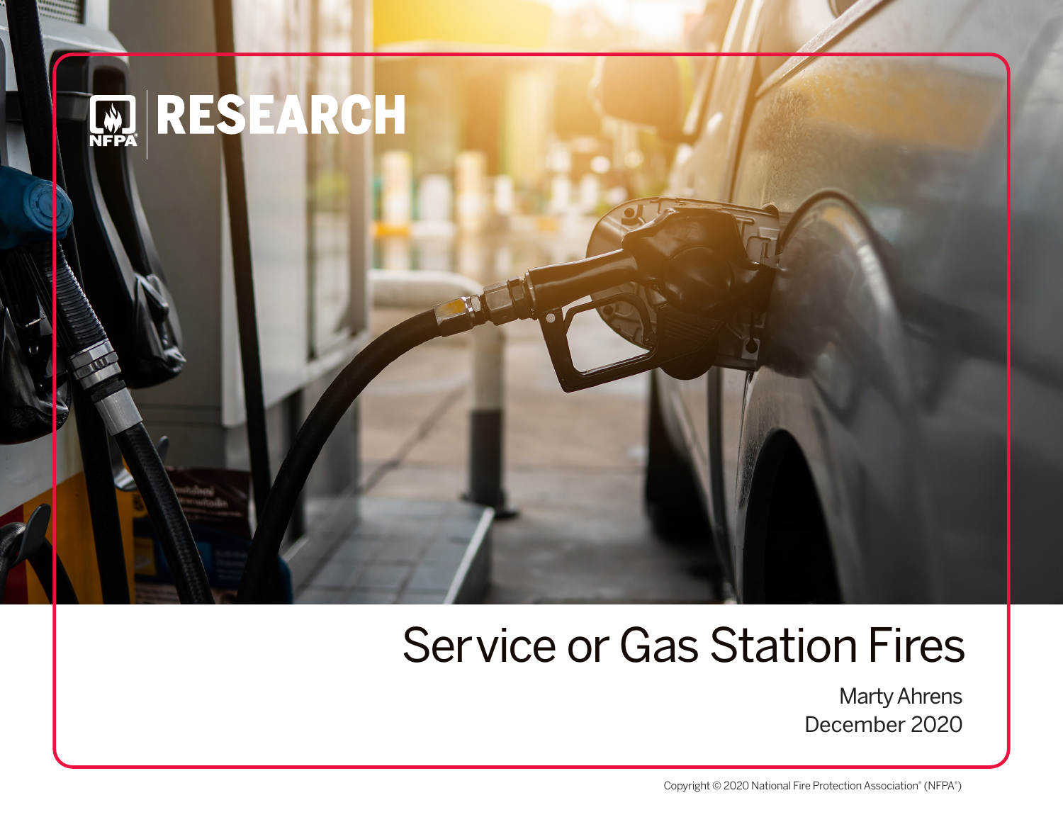RESEARCH

NFPA

# Service or Gas Station Fires

Marty Ahrens

December 2020

Copyright © 2020 National Fire Protection Association® (NFPA®)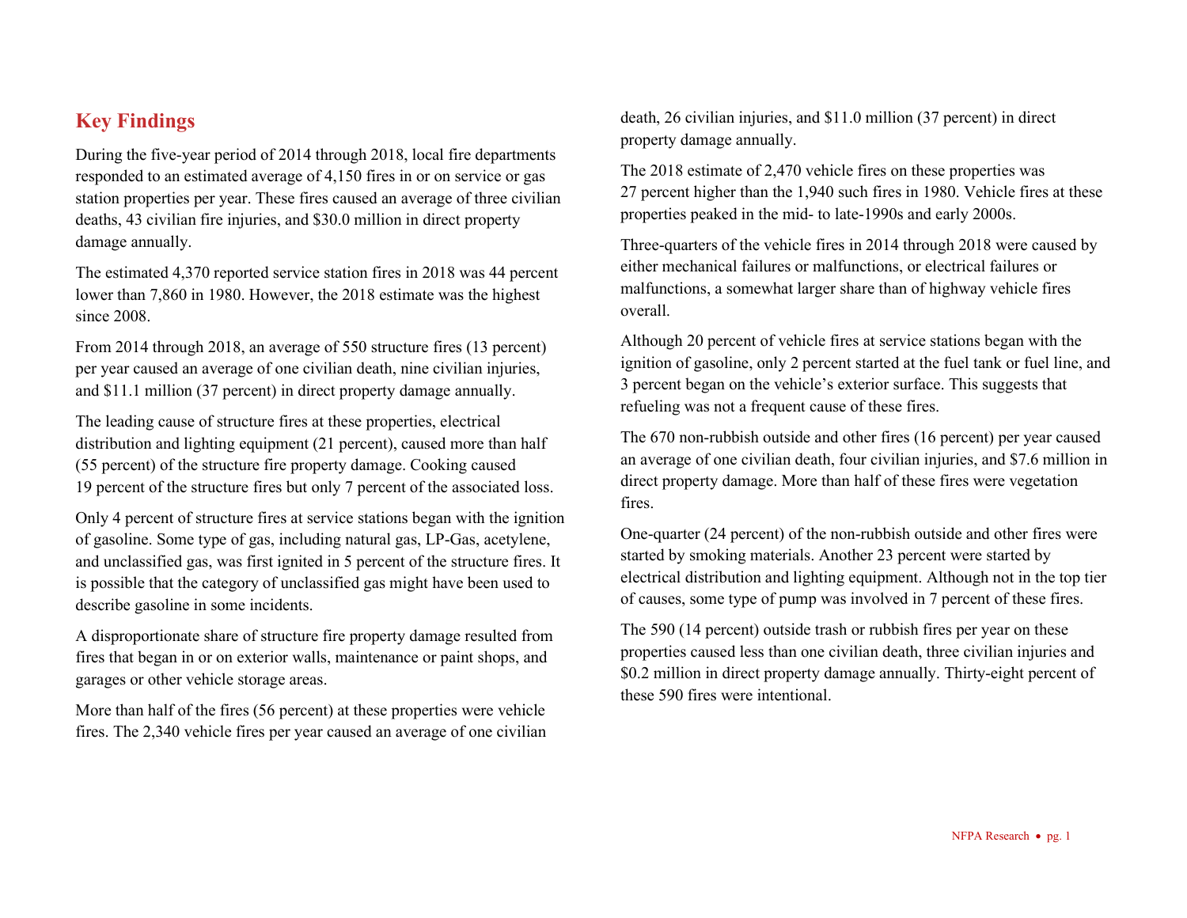## Key Findings

During the five-year period of 2014 through 2018, local fire departments responded to an estimated average of 4,150 fires in or on service or gas station properties per year. These fires caused an average of three civilian deaths, 43 civilian fire injuries, and $30.0 million in direct property damage annually.

The estimated 4,370 reported service station fires in 2018 was 44 percent lower than 7,860 in 1980. However, the 2018 estimate was the highest since 2008.

From 2014 through 2018, an average of 550 structure fires (13 percent) per year caused an average of one civilian death, nine civilian injuries, and $11.1 million (37 percent) in direct property damage annually.

The leading cause of structure fires at these properties, electrical distribution and lighting equipment (21 percent), caused more than half (55 percent) of the structure fire property damage. Cooking caused 19 percent of the structure fires but only 7 percent of the associated loss.

Only 4 percent of structure fires at service stations began with the ignition of gasoline. Some type of gas, including natural gas, LP-Gas, acetylene, and unclassified gas, was first ignited in 5 percent of the structure fires. It is possible that the category of unclassified gas might have been used to describe gasoline in some incidents.

A disproportionate share of structure fire property damage resulted from fires that began in or on exterior walls, maintenance or paint shops, and garages or other vehicle storage areas.

More than half of the fires (56 percent) at these properties were vehicle fires. The 2,340 vehicle fires per year caused an average of one civilian death, 26 civilian injuries, and $11.0 million (37 percent) in direct property damage annually.

The 2018 estimate of 2,470 vehicle fires on these properties was 27 percent higher than the 1,940 such fires in 1980. Vehicle fires at these properties peaked in the mid- to late-1990s and early 2000s.

Three-quarters of the vehicle fires in 2014 through 2018 were caused by either mechanical failures or malfunctions, or electrical failures or malfunctions, a somewhat larger share than of highway vehicle fires overall.

Although 20 percent of vehicle fires at service stations began with the ignition of gasoline, only 2 percent started at the fuel tank or fuel line, and 3 percent began on the vehicle's exterior surface. This suggests that refueling was not a frequent cause of these fires.

The 670 non-rubbish outside and other fires (16 percent) per year caused an average of one civilian death, four civilian injuries, and $7.6 million in direct property damage. More than half of these fires were vegetation fires.

One-quarter (24 percent) of the non-rubbish outside and other fires were started by smoking materials. Another 23 percent were started by electrical distribution and lighting equipment. Although not in the top tier of causes, some type of pump was involved in 7 percent of these fires.

The 590 (14 percent) outside trash or rubbish fires per year on these properties caused less than one civilian death, three civilian injuries and $0.2 million in direct property damage annually. Thirty-eight percent of these 590 fires were intentional.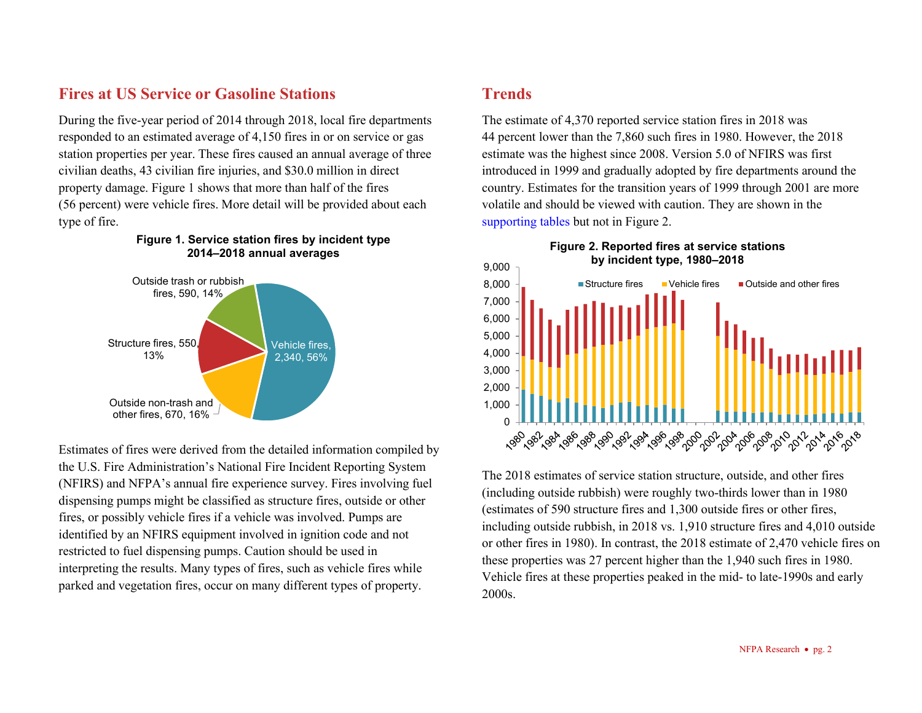## Fires at US Service or Gasoline Stations

During the five-year period of 2014 through 2018, local fire departments responded to an estimated average of 4,150 fires in or on service or gas station properties per year. These fires caused an annual average of three civilian deaths, 43 civilian fire injuries, and $30.0 million in direct property damage. Figure 1 shows that more than half of the fires (56 percent) were vehicle fires. More detail will be provided about each type of fire.

**Figure 1. Service station fires by incident type 2014–2018 annual averages**

Vehicle fires, 2,340, 56%
Outside non-trash and other fires, 670, 16%
Structure fires, 550, 13%
Outside trash or rubbish fires, 590, 14%

Estimates of fires were derived from the detailed information compiled by the U.S. Fire Administration's National Fire Incident Reporting System (NFIRS) and NFPA's annual fire experience survey. Fires involving fuel dispensing pumps might be classified as structure fires, outside or other fires, or possibly vehicle fires if a vehicle was involved. Pumps are identified by an NFIRS equipment involved in ignition code and not restricted to fuel dispensing pumps. Caution should be used in interpreting the results. Many types of fires, such as vehicle fires while parked and vegetation fires, occur on many different types of property.

## Trends

The estimate of 4,370 reported service station fires in 2018 was 44 percent lower than the 7,860 such fires in 1980. However, the 2018 estimate was the highest since 2008. Version 5.0 of NFIRS was first introduced in 1999 and gradually adopted by fire departments around the country. Estimates for the transition years of 1999 through 2001 are more volatile and should be viewed with caution. They are shown in the supporting tables but not in Figure 2.

**Figure 2. Reported fires at service stations by incident type, 1980–2018**

The 2018 estimates of service station structure, outside, and other fires (including outside rubbish) were roughly two-thirds lower than in 1980 (estimates of 590 structure fires and 1,300 outside fires or other fires, including outside rubbish, in 2018 vs. 1,910 structure fires and 4,010 outside or other fires in 1980). In contrast, the 2018 estimate of 2,470 vehicle fires on these properties was 27 percent higher than the 1,940 such fires in 1980. Vehicle fires at these properties peaked in the mid- to late-1990s and early 2000s.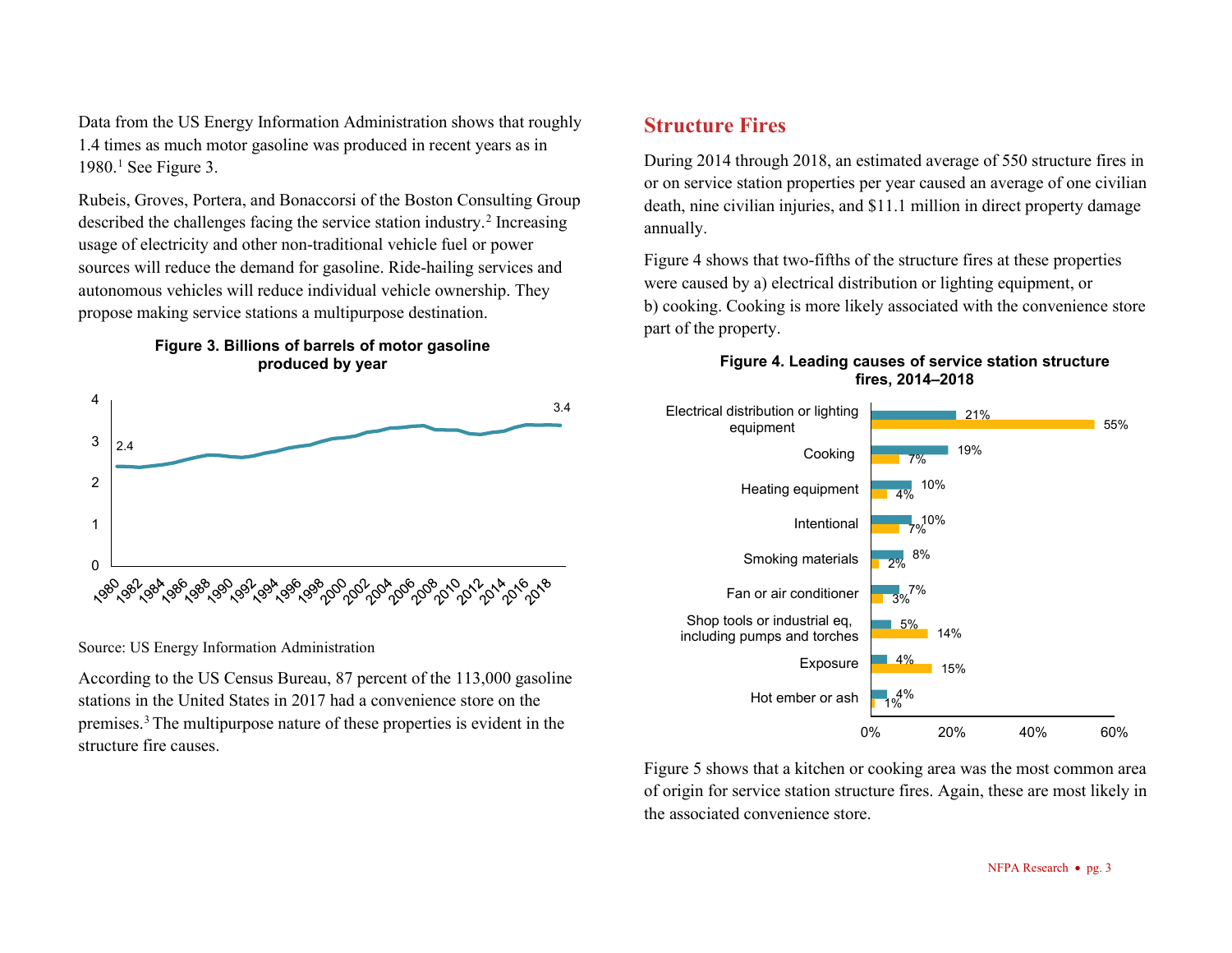Data from the US Energy Information Administration shows that roughly 1.4 times as much motor gasoline was produced in recent years as in 1980.[1] See Figure 3.

Rubeis, Groves, Portera, and Bonaccorsi of the Boston Consulting Group described the challenges facing the service station industry.[2] Increasing usage of electricity and other non-traditional vehicle fuel or power sources will reduce the demand for gasoline. Ride-hailing services and autonomous vehicles will reduce individual vehicle ownership. They propose making service stations a multipurpose destination.

**Figure 3. Billions of barrels of motor gasoline produced by year**

Source: US Energy Information Administration

According to the US Census Bureau, 87 percent of the 113,000 gasoline stations in the United States in 2017 had a convenience store on the premises.[3] The multipurpose nature of these properties is evident in the structure fire causes.

## Structure Fires

During 2014 through 2018, an estimated average of 550 structure fires in or on service station properties per year caused an average of one civilian death, nine civilian injuries, and $11.1 million in direct property damage annually.

Figure 4 shows that two-fifths of the structure fires at these properties were caused by a) electrical distribution or lighting equipment, or b) cooking. Cooking is more likely associated with the convenience store part of the property.

**Figure 4. Leading causes of service station structure fires, 2014–2018**

| Cause | Fires | Direct property damage |
|---|---|---|
| Electrical distribution or lighting equipment | 21% | 55% |
| Cooking | 19% | 7% |
| Heating equipment | 10% | 4% |
| Intentional | 10% | 7% |
| Smoking materials | 8% | 2% |
| Fan or air conditioner | 7% | 3% |
| Shop tools or industrial eq, including pumps and torches | 5% | 14% |
| Exposure | 4% | 15% |
| Hot ember or ash | 4% | 1% |

Figure 5 shows that a kitchen or cooking area was the most common area of origin for service station structure fires. Again, these are most likely in the associated convenience store.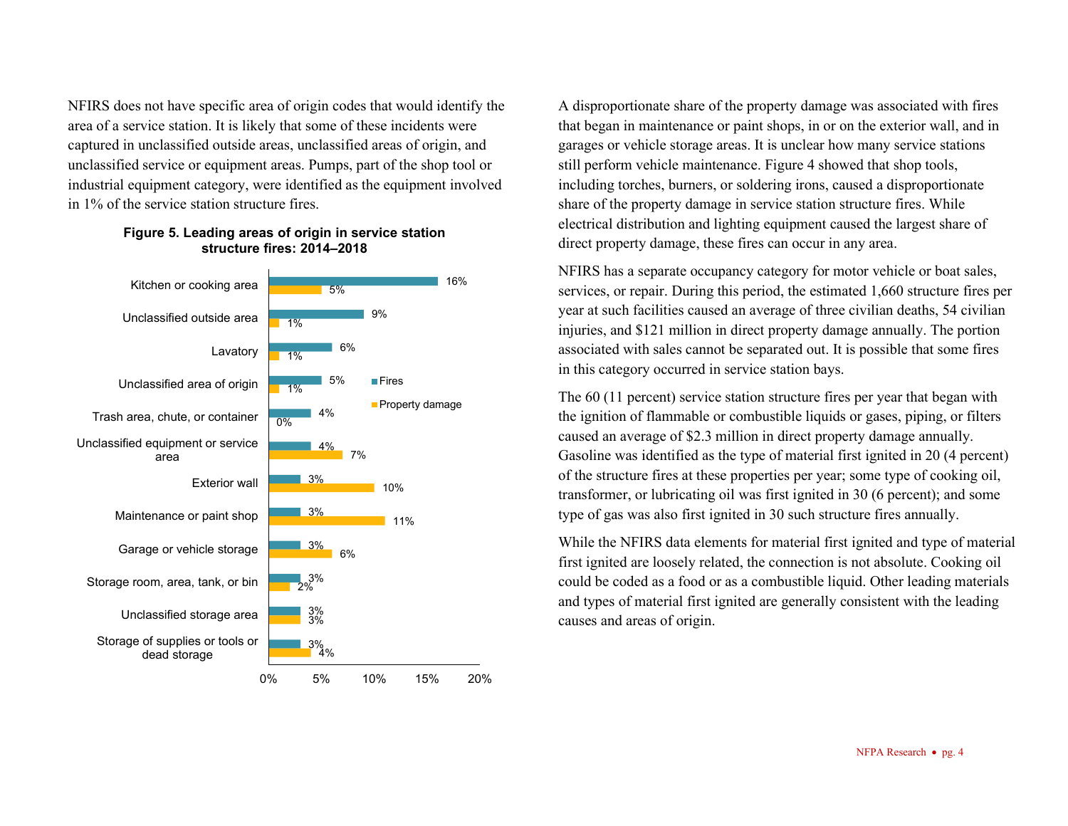NFIRS does not have specific area of origin codes that would identify the area of a service station. It is likely that some of these incidents were captured in unclassified outside areas, unclassified areas of origin, and unclassified service or equipment areas. Pumps, part of the shop tool or industrial equipment category, were identified as the equipment involved in 1% of the service station structure fires.

**Figure 5. Leading areas of origin in service station structure fires: 2014–2018**

| Area of origin | Fires | Property damage |
|---|---|---|
| Kitchen or cooking area | 16% | 5% |
| Unclassified outside area | 9% | 1% |
| Lavatory | 6% | 1% |
| Unclassified area of origin | 5% | 1% |
| Trash area, chute, or container | 4% | 0% |
| Unclassified equipment or service area | 4% | 7% |
| Exterior wall | 3% | 10% |
| Maintenance or paint shop | 3% | 11% |
| Garage or vehicle storage | 3% | 6% |
| Storage room, area, tank, or bin | 3% | 2% |
| Unclassified storage area | 3% | 3% |
| Storage of supplies or tools or dead storage | 3% | 4% |

A disproportionate share of the property damage was associated with fires that began in maintenance or paint shops, in or on the exterior wall, and in garages or vehicle storage areas. It is unclear how many service stations still perform vehicle maintenance. Figure 4 showed that shop tools, including torches, burners, or soldering irons, caused a disproportionate share of the property damage in service station structure fires. While electrical distribution and lighting equipment caused the largest share of direct property damage, these fires can occur in any area.

NFIRS has a separate occupancy category for motor vehicle or boat sales, services, or repair. During this period, the estimated 1,660 structure fires per year at such facilities caused an average of three civilian deaths, 54 civilian injuries, and $121 million in direct property damage annually. The portion associated with sales cannot be separated out. It is possible that some fires in this category occurred in service station bays.

The 60 (11 percent) service station structure fires per year that began with the ignition of flammable or combustible liquids or gases, piping, or filters caused an average of $2.3 million in direct property damage annually. Gasoline was identified as the type of material first ignited in 20 (4 percent) of the structure fires at these properties per year; some type of cooking oil, transformer, or lubricating oil was first ignited in 30 (6 percent); and some type of gas was also first ignited in 30 such structure fires annually.

While the NFIRS data elements for material first ignited and type of material first ignited are loosely related, the connection is not absolute. Cooking oil could be coded as a food or as a combustible liquid. Other leading materials and types of material first ignited are generally consistent with the leading causes and areas of origin.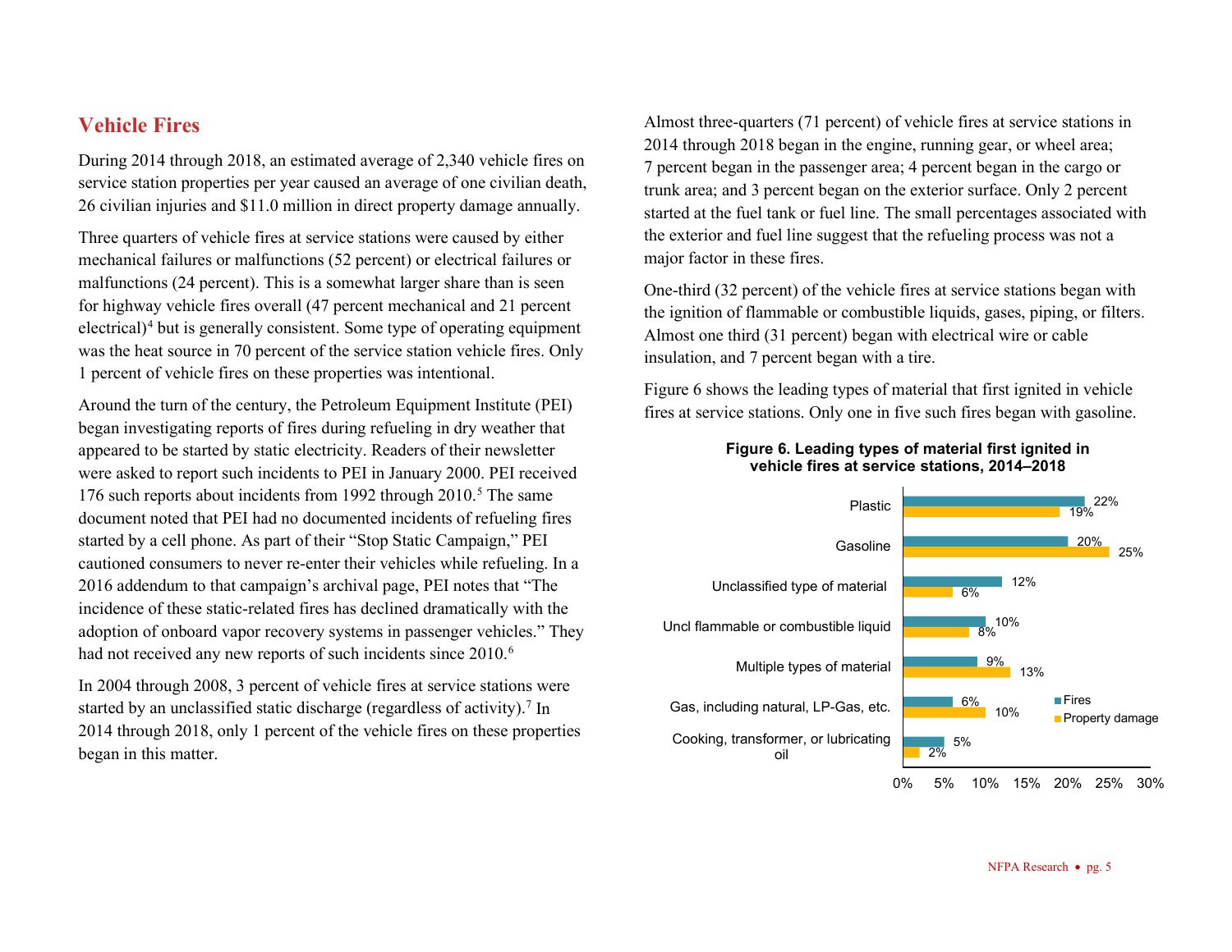## Vehicle Fires

During 2014 through 2018, an estimated average of 2,340 vehicle fires on service station properties per year caused an average of one civilian death, 26 civilian injuries and $11.0 million in direct property damage annually.

Three quarters of vehicle fires at service stations were caused by either mechanical failures or malfunctions (52 percent) or electrical failures or malfunctions (24 percent). This is a somewhat larger share than is seen for highway vehicle fires overall (47 percent mechanical and 21 percent electrical)[4] but is generally consistent. Some type of operating equipment was the heat source in 70 percent of the service station vehicle fires. Only 1 percent of vehicle fires on these properties was intentional.

Around the turn of the century, the Petroleum Equipment Institute (PEI) began investigating reports of fires during refueling in dry weather that appeared to be started by static electricity. Readers of their newsletter were asked to report such incidents to PEI in January 2000. PEI received 176 such reports about incidents from 1992 through 2010.[5] The same document noted that PEI had no documented incidents of refueling fires started by a cell phone. As part of their "Stop Static Campaign," PEI cautioned consumers to never re-enter their vehicles while refueling. In a 2016 addendum to that campaign's archival page, PEI notes that "The incidence of these static-related fires has declined dramatically with the adoption of onboard vapor recovery systems in passenger vehicles." They had not received any new reports of such incidents since 2010.[6]

In 2004 through 2008, 3 percent of vehicle fires at service stations were started by an unclassified static discharge (regardless of activity).[7] In 2014 through 2018, only 1 percent of the vehicle fires on these properties began in this matter.

Almost three-quarters (71 percent) of vehicle fires at service stations in 2014 through 2018 began in the engine, running gear, or wheel area; 7 percent began in the passenger area; 4 percent began in the cargo or trunk area; and 3 percent began on the exterior surface. Only 2 percent started at the fuel tank or fuel line. The small percentages associated with the exterior and fuel line suggest that the refueling process was not a major factor in these fires.

One-third (32 percent) of the vehicle fires at service stations began with the ignition of flammable or combustible liquids, gases, piping, or filters. Almost one third (31 percent) began with electrical wire or cable insulation, and 7 percent began with a tire.

Figure 6 shows the leading types of material that first ignited in vehicle fires at service stations. Only one in five such fires began with gasoline.

**Figure 6. Leading types of material first ignited in vehicle fires at service stations, 2014–2018**

| Material | Fires | Property damage |
|---|---|---|
| Plastic | 22% | 19% |
| Gasoline | 20% | 25% |
| Unclassified type of material | 12% | 6% |
| Uncl flammable or combustible liquid | 10% | 8% |
| Multiple types of material | 9% | 13% |
| Gas, including natural, LP-Gas, etc. | 6% | 10% |
| Cooking, transformer, or lubricating oil | 5% | 2% |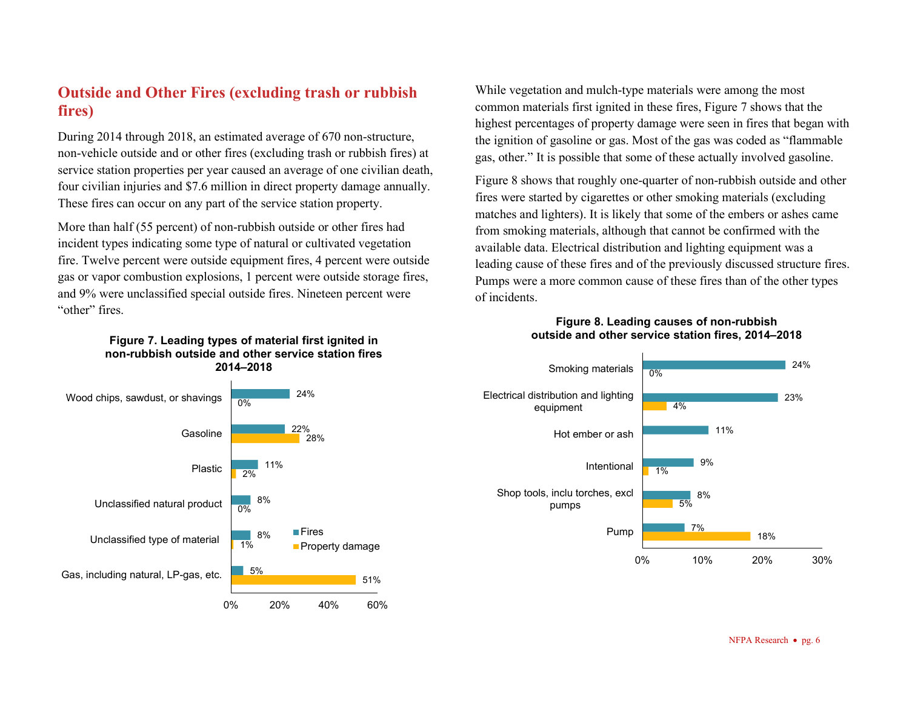## Outside and Other Fires (excluding trash or rubbish fires)

During 2014 through 2018, an estimated average of 670 non-structure, non-vehicle outside and or other fires (excluding trash or rubbish fires) at service station properties per year caused an average of one civilian death, four civilian injuries and $7.6 million in direct property damage annually. These fires can occur on any part of the service station property.

More than half (55 percent) of non-rubbish outside or other fires had incident types indicating some type of natural or cultivated vegetation fire. Twelve percent were outside equipment fires, 4 percent were outside gas or vapor combustion explosions, 1 percent were outside storage fires, and 9% were unclassified special outside fires. Nineteen percent were "other" fires.

**Figure 7. Leading types of material first ignited in non-rubbish outside and other service station fires 2014–2018**

| Material first ignited | Fires | Property damage |
| --- | --- | --- |
| Wood chips, sawdust, or shavings | 24% | 0% |
| Gasoline | 22% | 28% |
| Plastic | 11% | 2% |
| Unclassified natural product | 8% | 0% |
| Unclassified type of material | 8% | 1% |
| Gas, including natural, LP-gas, etc. | 5% | 51% |

While vegetation and mulch-type materials were among the most common materials first ignited in these fires, Figure 7 shows that the highest percentages of property damage were seen in fires that began with the ignition of gasoline or gas. Most of the gas was coded as "flammable gas, other." It is possible that some of these actually involved gasoline.

Figure 8 shows that roughly one-quarter of non-rubbish outside and other fires were started by cigarettes or other smoking materials (excluding matches and lighters). It is likely that some of the embers or ashes came from smoking materials, although that cannot be confirmed with the available data. Electrical distribution and lighting equipment was a leading cause of these fires and of the previously discussed structure fires. Pumps were a more common cause of these fires than of the other types of incidents.

**Figure 8. Leading causes of non-rubbish outside and other service station fires, 2014–2018**

| Cause | Fires | Property damage |
| --- | --- | --- |
| Smoking materials | 24% | 0% |
| Electrical distribution and lighting equipment | 23% | 4% |
| Hot ember or ash | 11% | |
| Intentional | 9% | 1% |
| Shop tools, inclu torches, excl pumps | 8% | 5% |
| Pump | 7% | 18% |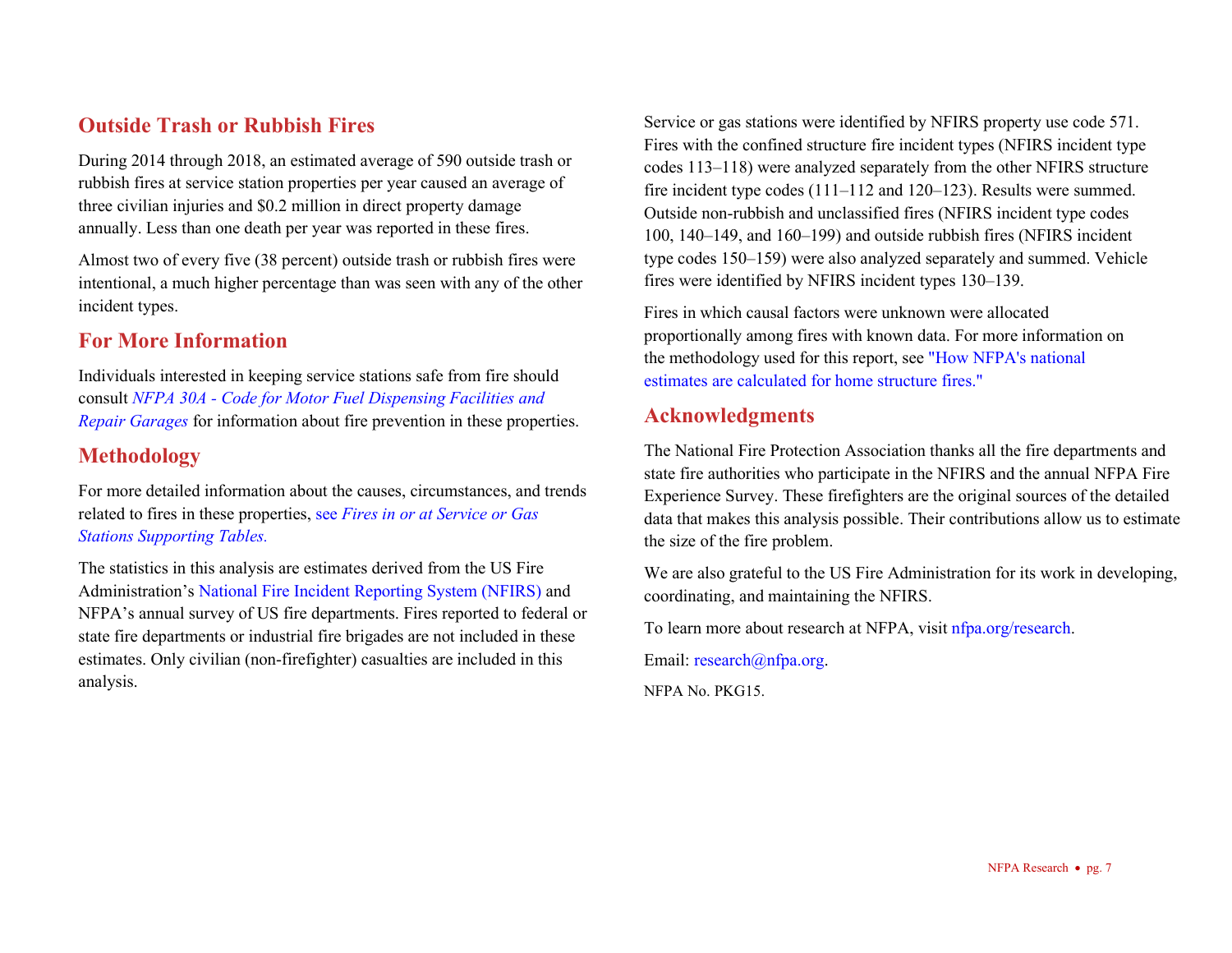## Outside Trash or Rubbish Fires

During 2014 through 2018, an estimated average of 590 outside trash or rubbish fires at service station properties per year caused an average of three civilian injuries and $0.2 million in direct property damage annually. Less than one death per year was reported in these fires.

Almost two of every five (38 percent) outside trash or rubbish fires were intentional, a much higher percentage than was seen with any of the other incident types.

## For More Information

Individuals interested in keeping service stations safe from fire should consult *NFPA 30A - Code for Motor Fuel Dispensing Facilities and Repair Garages* for information about fire prevention in these properties.

## Methodology

For more detailed information about the causes, circumstances, and trends related to fires in these properties, see *Fires in or at Service or Gas Stations Supporting Tables.*

The statistics in this analysis are estimates derived from the US Fire Administration's National Fire Incident Reporting System (NFIRS) and NFPA's annual survey of US fire departments. Fires reported to federal or state fire departments or industrial fire brigades are not included in these estimates. Only civilian (non-firefighter) casualties are included in this analysis.

Service or gas stations were identified by NFIRS property use code 571. Fires with the confined structure fire incident types (NFIRS incident type codes 113–118) were analyzed separately from the other NFIRS structure fire incident type codes (111–112 and 120–123). Results were summed. Outside non-rubbish and unclassified fires (NFIRS incident type codes 100, 140–149, and 160–199) and outside rubbish fires (NFIRS incident type codes 150–159) were also analyzed separately and summed. Vehicle fires were identified by NFIRS incident types 130–139.

Fires in which causal factors were unknown were allocated proportionally among fires with known data. For more information on the methodology used for this report, see "How NFPA's national estimates are calculated for home structure fires."

## Acknowledgments

The National Fire Protection Association thanks all the fire departments and state fire authorities who participate in the NFIRS and the annual NFPA Fire Experience Survey. These firefighters are the original sources of the detailed data that makes this analysis possible. Their contributions allow us to estimate the size of the fire problem.

We are also grateful to the US Fire Administration for its work in developing, coordinating, and maintaining the NFIRS.

To learn more about research at NFPA, visit nfpa.org/research.

Email: research@nfpa.org.

NFPA No. PKG15.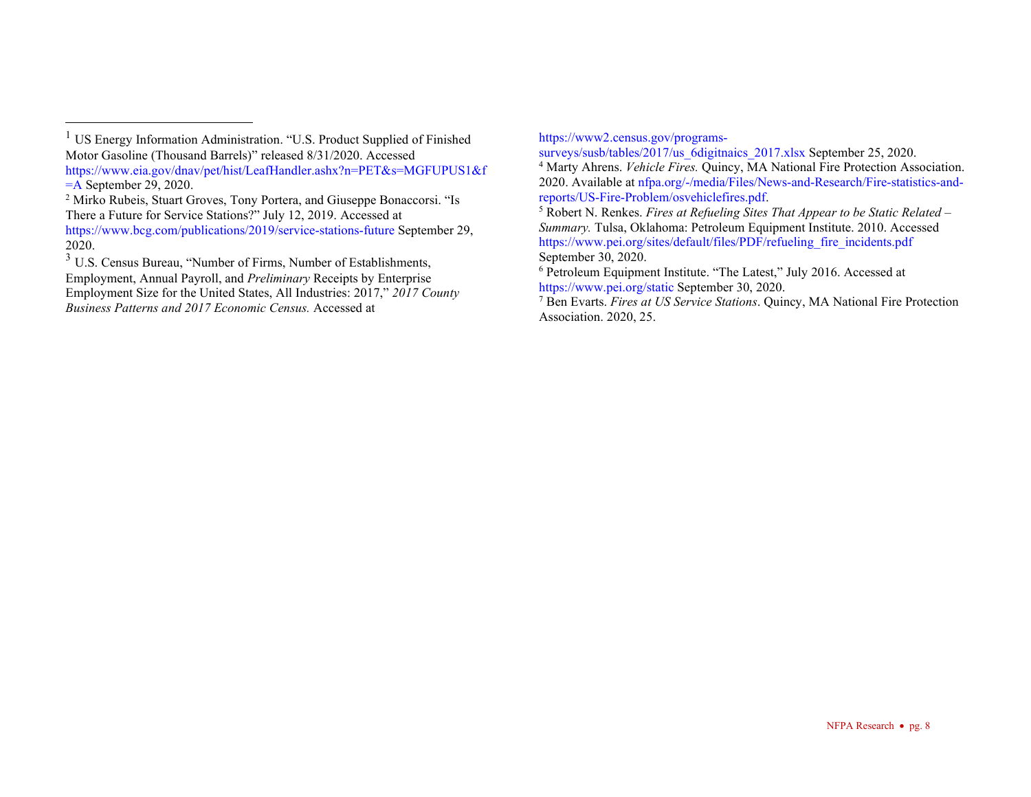[1] US Energy Information Administration. "U.S. Product Supplied of Finished Motor Gasoline (Thousand Barrels)" released 8/31/2020. Accessed https://www.eia.gov/dnav/pet/hist/LeafHandler.ashx?n=PET&s=MGFUPUS1&f=A September 29, 2020.

[2] Mirko Rubeis, Stuart Groves, Tony Portera, and Giuseppe Bonaccorsi. "Is There a Future for Service Stations?" July 12, 2019. Accessed at https://www.bcg.com/publications/2019/service-stations-future September 29, 2020.

[3] U.S. Census Bureau, "Number of Firms, Number of Establishments, Employment, Annual Payroll, and *Preliminary* Receipts by Enterprise Employment Size for the United States, All Industries: 2017," *2017 County Business Patterns and 2017 Economic Census.* Accessed at https://www2.census.gov/programs-surveys/susb/tables/2017/us_6digitnaics_2017.xlsx September 25, 2020.

[4] Marty Ahrens. *Vehicle Fires.* Quincy, MA National Fire Protection Association. 2020. Available at nfpa.org/-/media/Files/News-and-Research/Fire-statistics-and-reports/US-Fire-Problem/osvehiclefires.pdf.

[5] Robert N. Renkes. *Fires at Refueling Sites That Appear to be Static Related – Summary.* Tulsa, Oklahoma: Petroleum Equipment Institute. 2010. Accessed https://www.pei.org/sites/default/files/PDF/refueling_fire_incidents.pdf September 30, 2020.

[6] Petroleum Equipment Institute. "The Latest," July 2016. Accessed at https://www.pei.org/static September 30, 2020.

[7] Ben Evarts. *Fires at US Service Stations*. Quincy, MA National Fire Protection Association. 2020, 25.